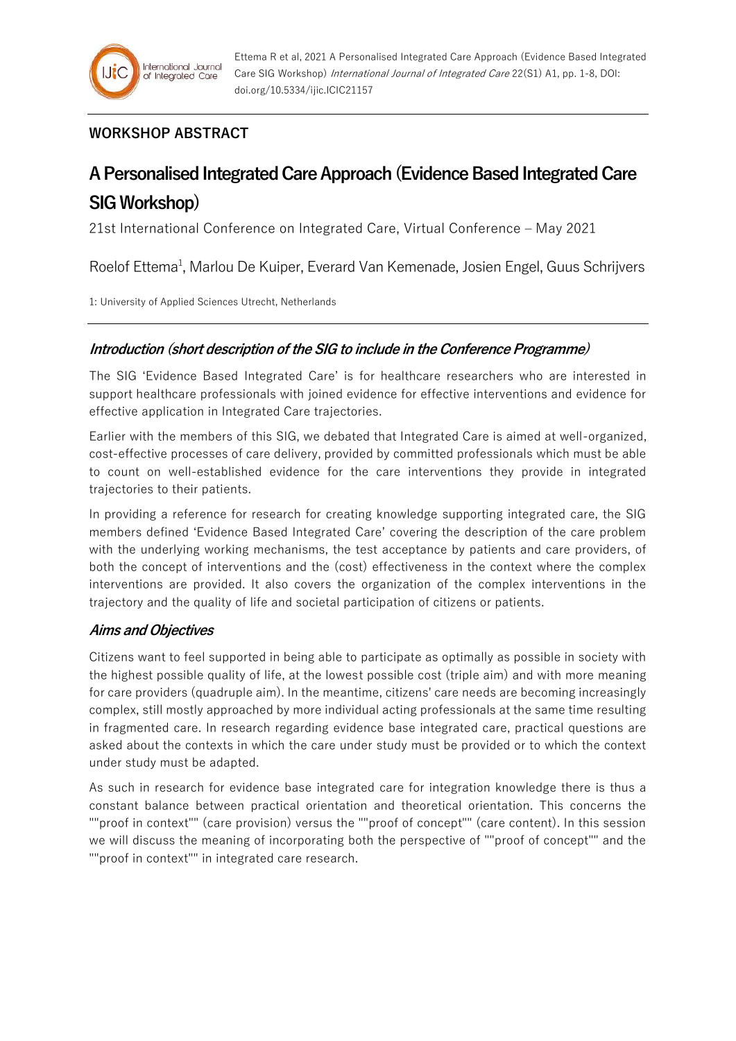## WORKSHOP ABSTRACT

# A Personalised Integrated Care Approach (Evidence Based Integrated Care SIG Workshop)

21st International Conference on Integrated Care, Virtual Conference – May 2021

Roelof Ettema[1], Marlou De Kuiper, Everard Van Kemenade, Josien Engel, Guus Schrijvers

1: University of Applied Sciences Utrecht, Netherlands

### *Introduction (short description of the SIG to include in the Conference Programme)*

The SIG 'Evidence Based Integrated Care' is for healthcare researchers who are interested in support healthcare professionals with joined evidence for effective interventions and evidence for effective application in Integrated Care trajectories.

Earlier with the members of this SIG, we debated that Integrated Care is aimed at well-organized, cost-effective processes of care delivery, provided by committed professionals which must be able to count on well-established evidence for the care interventions they provide in integrated trajectories to their patients.

In providing a reference for research for creating knowledge supporting integrated care, the SIG members defined 'Evidence Based Integrated Care' covering the description of the care problem with the underlying working mechanisms, the test acceptance by patients and care providers, of both the concept of interventions and the (cost) effectiveness in the context where the complex interventions are provided. It also covers the organization of the complex interventions in the trajectory and the quality of life and societal participation of citizens or patients.

### *Aims and Objectives*

Citizens want to feel supported in being able to participate as optimally as possible in society with the highest possible quality of life, at the lowest possible cost (triple aim) and with more meaning for care providers (quadruple aim). In the meantime, citizens' care needs are becoming increasingly complex, still mostly approached by more individual acting professionals at the same time resulting in fragmented care. In research regarding evidence base integrated care, practical questions are asked about the contexts in which the care under study must be provided or to which the context under study must be adapted.

As such in research for evidence base integrated care for integration knowledge there is thus a constant balance between practical orientation and theoretical orientation. This concerns the ""proof in context"" (care provision) versus the ""proof of concept"" (care content). In this session we will discuss the meaning of incorporating both the perspective of ""proof of concept"" and the ""proof in context"" in integrated care research.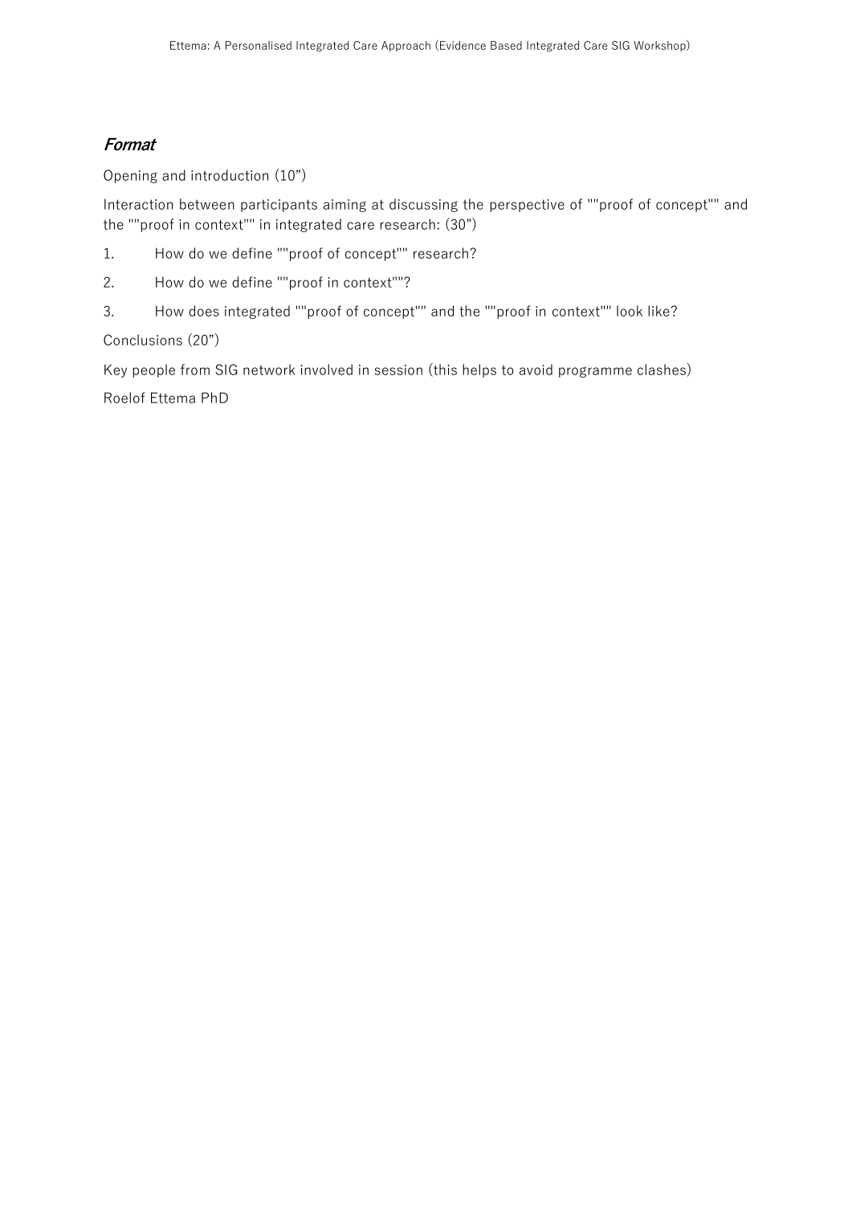### *Format*

Opening and introduction (10”)

Interaction between participants aiming at discussing the perspective of ""proof of concept"" and the ""proof in context"" in integrated care research: (30”)

1. How do we define ""proof of concept"" research?
2. How do we define ""proof in context""?
3. How does integrated ""proof of concept"" and the ""proof in context"" look like?

Conclusions (20”)

Key people from SIG network involved in session (this helps to avoid programme clashes)

Roelof Ettema PhD